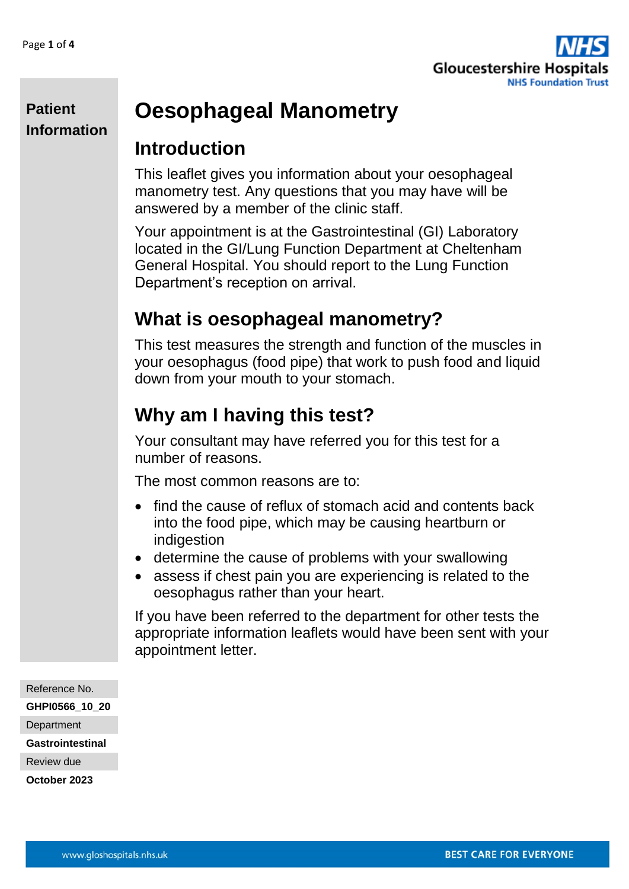**Patient Information**

# Oesophageal Manometry

## Introduction

This leaflet gives you information about your oesophageal manometry test. Any questions that you may have will be answered by a member of the clinic staff.

Your appointment is at the Gastrointestinal (GI) Laboratory located in the GI/Lung Function Department at Cheltenham General Hospital. You should report to the Lung Function Department's reception on arrival.

## What is oesophageal manometry?

This test measures the strength and function of the muscles in your oesophagus (food pipe) that work to push food and liquid down from your mouth to your stomach.

## Why am I having this test?

Your consultant may have referred you for this test for a number of reasons.

The most common reasons are to:

- find the cause of reflux of stomach acid and contents back into the food pipe, which may be causing heartburn or indigestion
- determine the cause of problems with your swallowing
- assess if chest pain you are experiencing is related to the oesophagus rather than your heart.

If you have been referred to the department for other tests the appropriate information leaflets would have been sent with your appointment letter.

Reference No.
**GHPI0566_10_20**
Department
**Gastrointestinal**
Review due
**October 2023**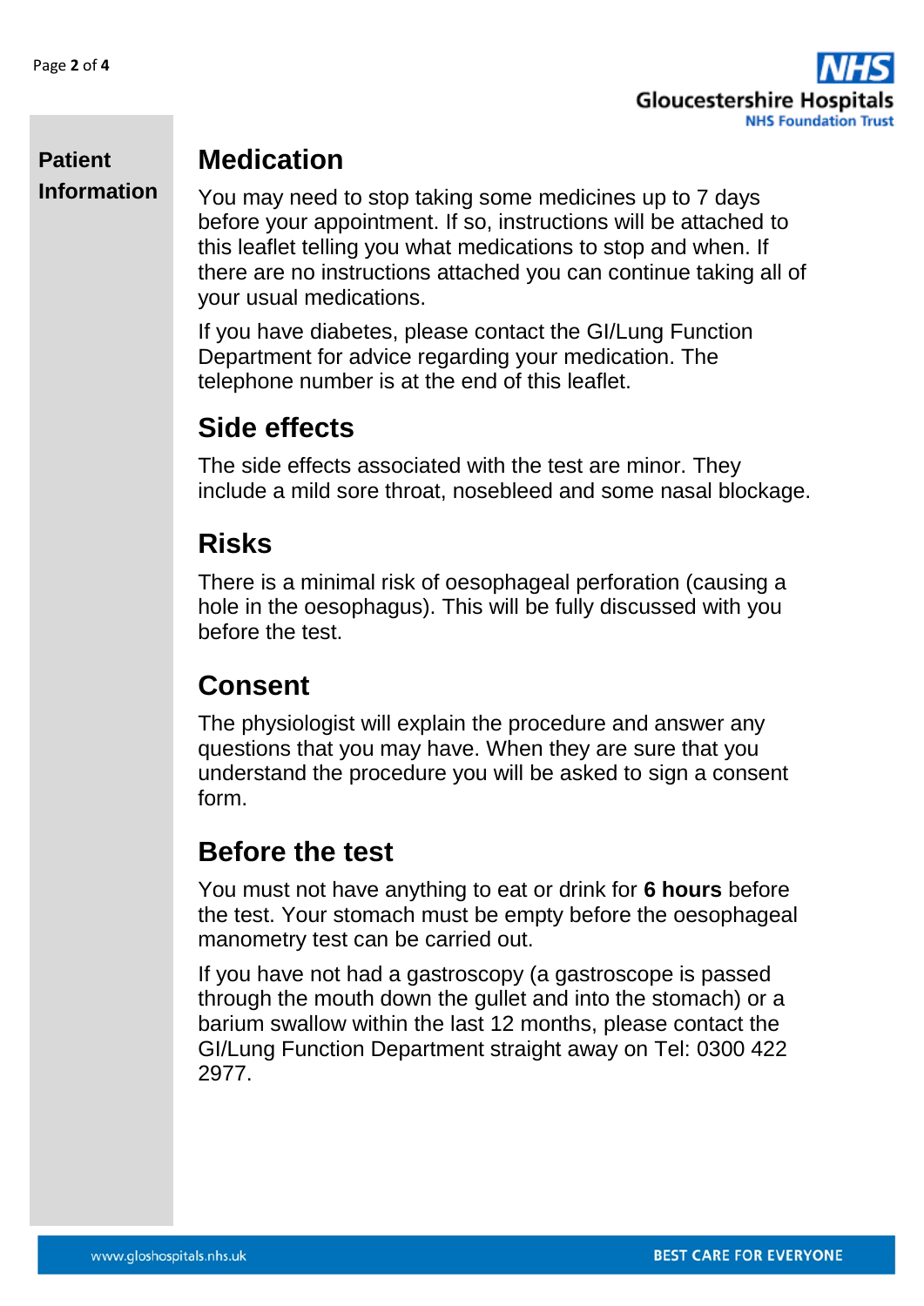## Medication

You may need to stop taking some medicines up to 7 days before your appointment. If so, instructions will be attached to this leaflet telling you what medications to stop and when. If there are no instructions attached you can continue taking all of your usual medications.

If you have diabetes, please contact the GI/Lung Function Department for advice regarding your medication. The telephone number is at the end of this leaflet.

## Side effects

The side effects associated with the test are minor. They include a mild sore throat, nosebleed and some nasal blockage.

## Risks

There is a minimal risk of oesophageal perforation (causing a hole in the oesophagus). This will be fully discussed with you before the test.

## Consent

The physiologist will explain the procedure and answer any questions that you may have. When they are sure that you understand the procedure you will be asked to sign a consent form.

## Before the test

You must not have anything to eat or drink for **6 hours** before the test. Your stomach must be empty before the oesophageal manometry test can be carried out.

If you have not had a gastroscopy (a gastroscope is passed through the mouth down the gullet and into the stomach) or a barium swallow within the last 12 months, please contact the GI/Lung Function Department straight away on Tel: 0300 422 2977.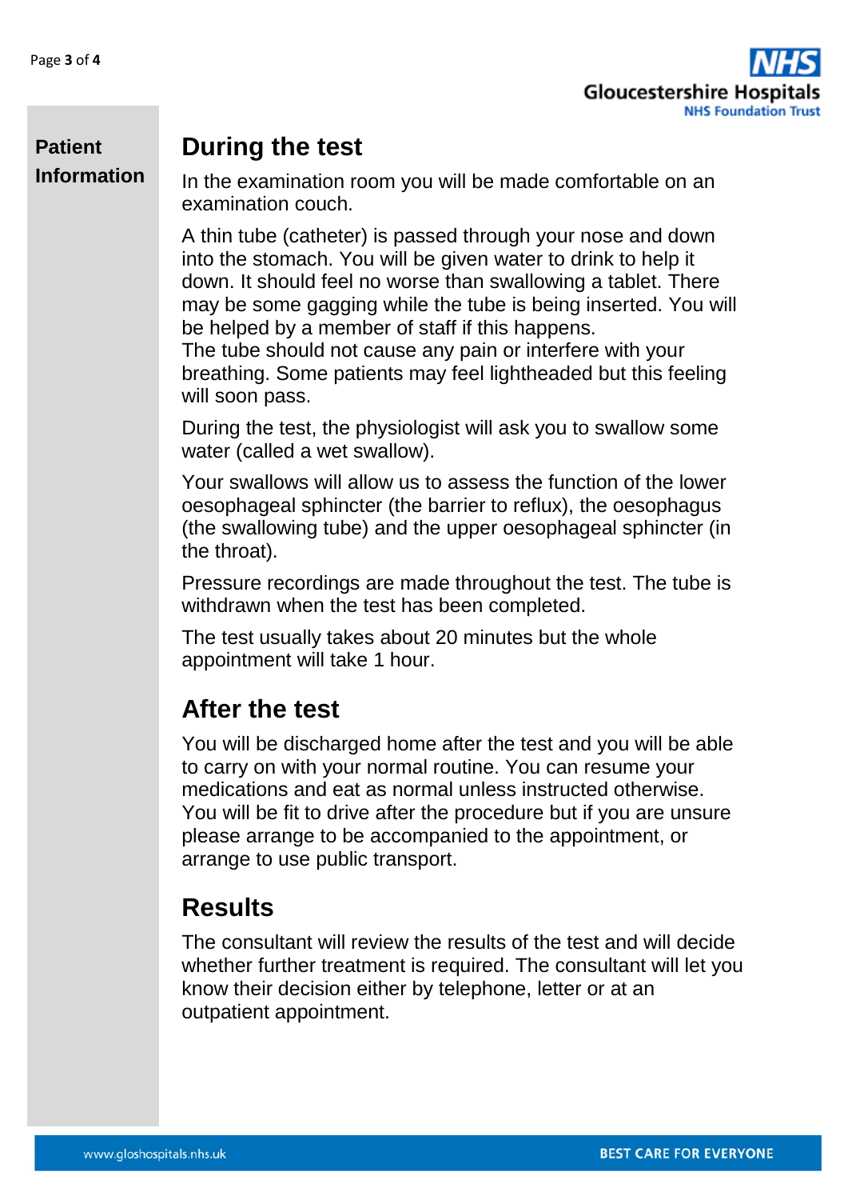## During the test

In the examination room you will be made comfortable on an examination couch.

A thin tube (catheter) is passed through your nose and down into the stomach. You will be given water to drink to help it down. It should feel no worse than swallowing a tablet. There may be some gagging while the tube is being inserted. You will be helped by a member of staff if this happens.
The tube should not cause any pain or interfere with your breathing. Some patients may feel lightheaded but this feeling will soon pass.

During the test, the physiologist will ask you to swallow some water (called a wet swallow).

Your swallows will allow us to assess the function of the lower oesophageal sphincter (the barrier to reflux), the oesophagus (the swallowing tube) and the upper oesophageal sphincter (in the throat).

Pressure recordings are made throughout the test. The tube is withdrawn when the test has been completed.

The test usually takes about 20 minutes but the whole appointment will take 1 hour.

## After the test

You will be discharged home after the test and you will be able to carry on with your normal routine. You can resume your medications and eat as normal unless instructed otherwise. You will be fit to drive after the procedure but if you are unsure please arrange to be accompanied to the appointment, or arrange to use public transport.

## Results

The consultant will review the results of the test and will decide whether further treatment is required. The consultant will let you know their decision either by telephone, letter or at an outpatient appointment.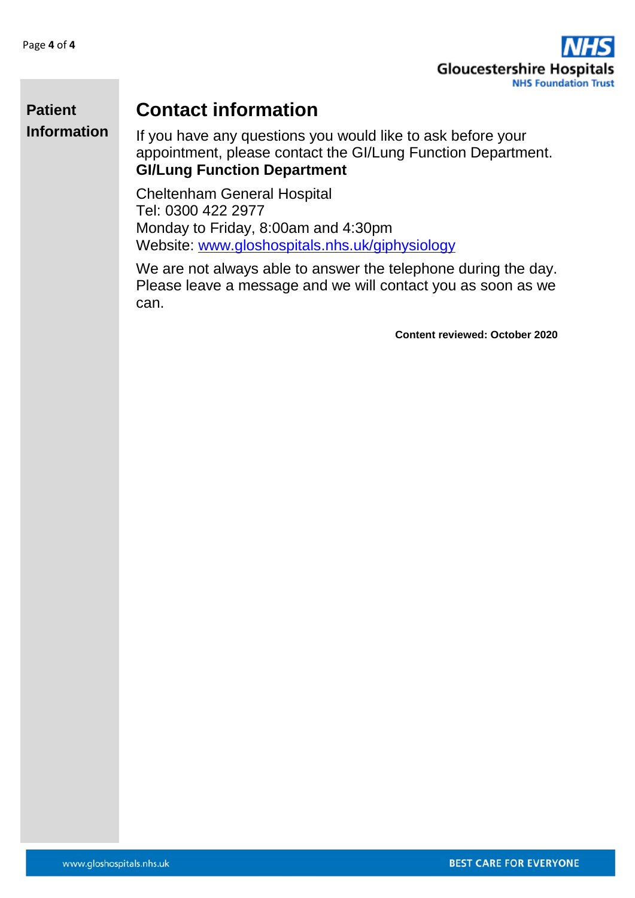**Patient Information**

## Contact information

If you have any questions you would like to ask before your appointment, please contact the GI/Lung Function Department.

**GI/Lung Function Department**

Cheltenham General Hospital
Tel: 0300 422 2977
Monday to Friday, 8:00am and 4:30pm
Website: www.gloshospitals.nhs.uk/giphysiology

We are not always able to answer the telephone during the day. Please leave a message and we will contact you as soon as we can.

**Content reviewed: October 2020**